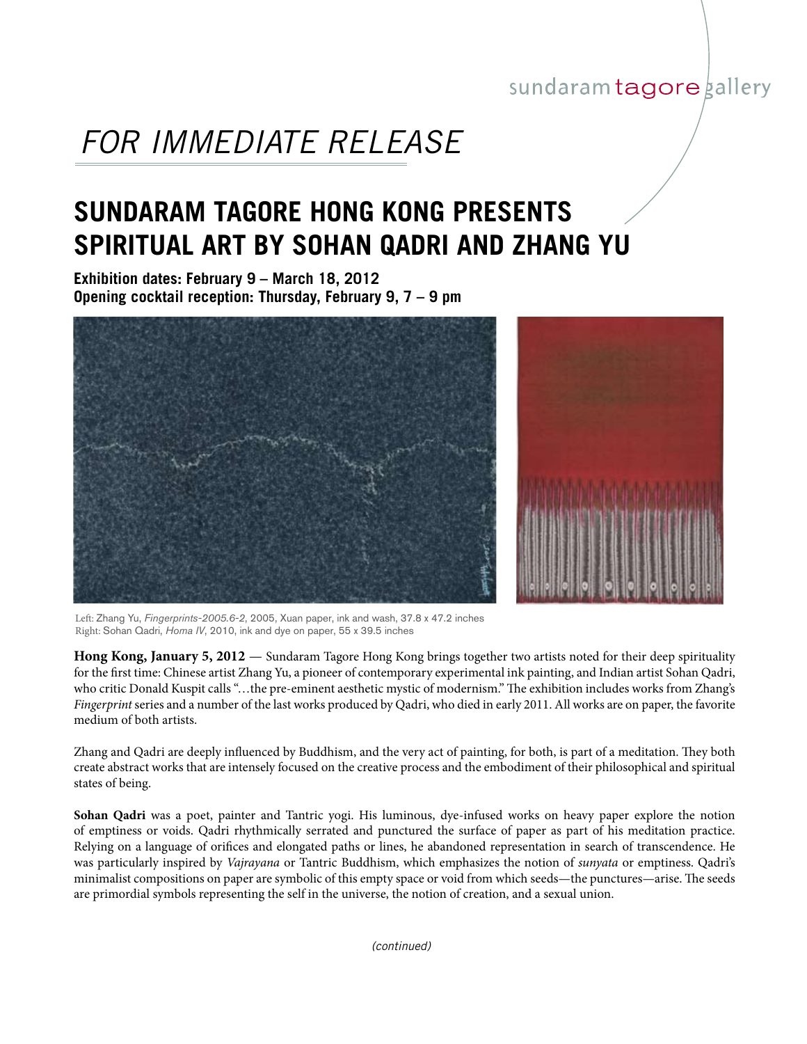sundaram tagore gallery

# *FOR IMMEDIATE RELEASE*

## SUNDARAM TAGORE HONG KONG PRESENTS SPIRITUAL ART BY SOHAN QADRI AND ZHANG YU

**Exhibition dates: February 9 – March 18, 2012**
**Opening cocktail reception: Thursday, February 9, 7 – 9 pm**

Left: Zhang Yu, *Fingerprints-2005.6-2*, 2005, Xuan paper, ink and wash, 37.8 x 47.2 inches
Right: Sohan Qadri, *Homa IV*, 2010, ink and dye on paper, 55 x 39.5 inches

**Hong Kong, January 5, 2012** — Sundaram Tagore Hong Kong brings together two artists noted for their deep spirituality for the first time: Chinese artist Zhang Yu, a pioneer of contemporary experimental ink painting, and Indian artist Sohan Qadri, who critic Donald Kuspit calls "…the pre-eminent aesthetic mystic of modernism." The exhibition includes works from Zhang's *Fingerprint* series and a number of the last works produced by Qadri, who died in early 2011. All works are on paper, the favorite medium of both artists.

Zhang and Qadri are deeply influenced by Buddhism, and the very act of painting, for both, is part of a meditation. They both create abstract works that are intensely focused on the creative process and the embodiment of their philosophical and spiritual states of being.

**Sohan Qadri** was a poet, painter and Tantric yogi. His luminous, dye-infused works on heavy paper explore the notion of emptiness or voids. Qadri rhythmically serrated and punctured the surface of paper as part of his meditation practice. Relying on a language of orifices and elongated paths or lines, he abandoned representation in search of transcendence. He was particularly inspired by *Vajrayana* or Tantric Buddhism, which emphasizes the notion of *sunyata* or emptiness. Qadri's minimalist compositions on paper are symbolic of this empty space or void from which seeds—the punctures—arise. The seeds are primordial symbols representing the self in the universe, the notion of creation, and a sexual union.

*(continued)*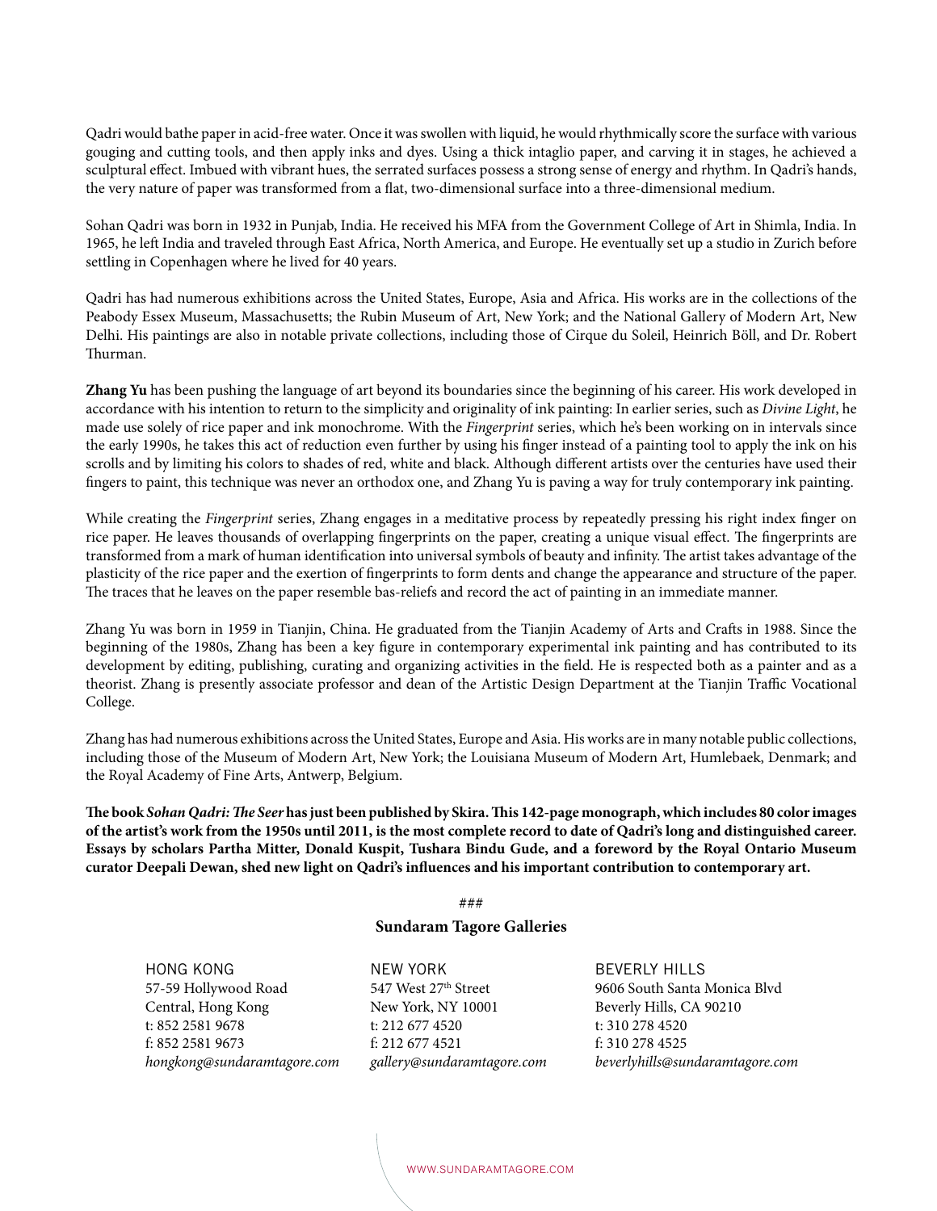Qadri would bathe paper in acid-free water. Once it was swollen with liquid, he would rhythmically score the surface with various gouging and cutting tools, and then apply inks and dyes. Using a thick intaglio paper, and carving it in stages, he achieved a sculptural effect. Imbued with vibrant hues, the serrated surfaces possess a strong sense of energy and rhythm. In Qadri's hands, the very nature of paper was transformed from a flat, two-dimensional surface into a three-dimensional medium.

Sohan Qadri was born in 1932 in Punjab, India. He received his MFA from the Government College of Art in Shimla, India. In 1965, he left India and traveled through East Africa, North America, and Europe. He eventually set up a studio in Zurich before settling in Copenhagen where he lived for 40 years.

Qadri has had numerous exhibitions across the United States, Europe, Asia and Africa. His works are in the collections of the Peabody Essex Museum, Massachusetts; the Rubin Museum of Art, New York; and the National Gallery of Modern Art, New Delhi. His paintings are also in notable private collections, including those of Cirque du Soleil, Heinrich Böll, and Dr. Robert Thurman.

**Zhang Yu** has been pushing the language of art beyond its boundaries since the beginning of his career. His work developed in accordance with his intention to return to the simplicity and originality of ink painting: In earlier series, such as *Divine Light*, he made use solely of rice paper and ink monochrome. With the *Fingerprint* series, which he's been working on in intervals since the early 1990s, he takes this act of reduction even further by using his finger instead of a painting tool to apply the ink on his scrolls and by limiting his colors to shades of red, white and black. Although different artists over the centuries have used their fingers to paint, this technique was never an orthodox one, and Zhang Yu is paving a way for truly contemporary ink painting.

While creating the *Fingerprint* series, Zhang engages in a meditative process by repeatedly pressing his right index finger on rice paper. He leaves thousands of overlapping fingerprints on the paper, creating a unique visual effect. The fingerprints are transformed from a mark of human identification into universal symbols of beauty and infinity. The artist takes advantage of the plasticity of the rice paper and the exertion of fingerprints to form dents and change the appearance and structure of the paper. The traces that he leaves on the paper resemble bas-reliefs and record the act of painting in an immediate manner.

Zhang Yu was born in 1959 in Tianjin, China. He graduated from the Tianjin Academy of Arts and Crafts in 1988. Since the beginning of the 1980s, Zhang has been a key figure in contemporary experimental ink painting and has contributed to its development by editing, publishing, curating and organizing activities in the field. He is respected both as a painter and as a theorist. Zhang is presently associate professor and dean of the Artistic Design Department at the Tianjin Traffic Vocational College.

Zhang has had numerous exhibitions across the United States, Europe and Asia. His works are in many notable public collections, including those of the Museum of Modern Art, New York; the Louisiana Museum of Modern Art, Humlebaek, Denmark; and the Royal Academy of Fine Arts, Antwerp, Belgium.

**The book *Sohan Qadri: The Seer* has just been published by Skira. This 142-page monograph, which includes 80 color images of the artist's work from the 1950s until 2011, is the most complete record to date of Qadri's long and distinguished career. Essays by scholars Partha Mitter, Donald Kuspit, Tushara Bindu Gude, and a foreword by the Royal Ontario Museum curator Deepali Dewan, shed new light on Qadri's influences and his important contribution to contemporary art.**

###

**Sundaram Tagore Galleries**

HONG KONG
57-59 Hollywood Road
Central, Hong Kong
t: 852 2581 9678
f: 852 2581 9673
*hongkong@sundaramtagore.com*

NEW YORK
547 West 27th Street
New York, NY 10001
t: 212 677 4520
f: 212 677 4521
*gallery@sundaramtagore.com*

BEVERLY HILLS
9606 South Santa Monica Blvd
Beverly Hills, CA 90210
t: 310 278 4520
f: 310 278 4525
*beverlyhills@sundaramtagore.com*

WWW.SUNDARAMTAGORE.COM